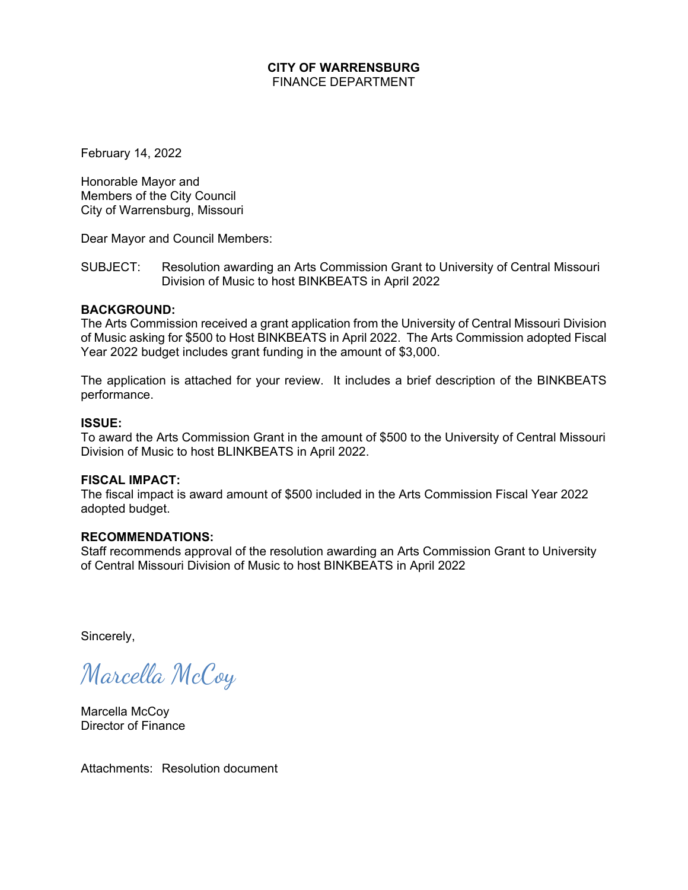**CITY OF WARRENSBURG**
FINANCE DEPARTMENT

February 14, 2022

Honorable Mayor and
Members of the City Council
City of Warrensburg, Missouri

Dear Mayor and Council Members:

SUBJECT: Resolution awarding an Arts Commission Grant to University of Central Missouri Division of Music to host BINKBEATS in April 2022

**BACKGROUND:**
The Arts Commission received a grant application from the University of Central Missouri Division of Music asking for $500 to Host BINKBEATS in April 2022. The Arts Commission adopted Fiscal Year 2022 budget includes grant funding in the amount of $3,000.

The application is attached for your review. It includes a brief description of the BINKBEATS performance.

**ISSUE:**
To award the Arts Commission Grant in the amount of $500 to the University of Central Missouri Division of Music to host BLINKBEATS in April 2022.

**FISCAL IMPACT:**
The fiscal impact is award amount of $500 included in the Arts Commission Fiscal Year 2022 adopted budget.

**RECOMMENDATIONS:**
Staff recommends approval of the resolution awarding an Arts Commission Grant to University of Central Missouri Division of Music to host BINKBEATS in April 2022

Sincerely,

*Marcella McCoy*

Marcella McCoy
Director of Finance

Attachments: Resolution document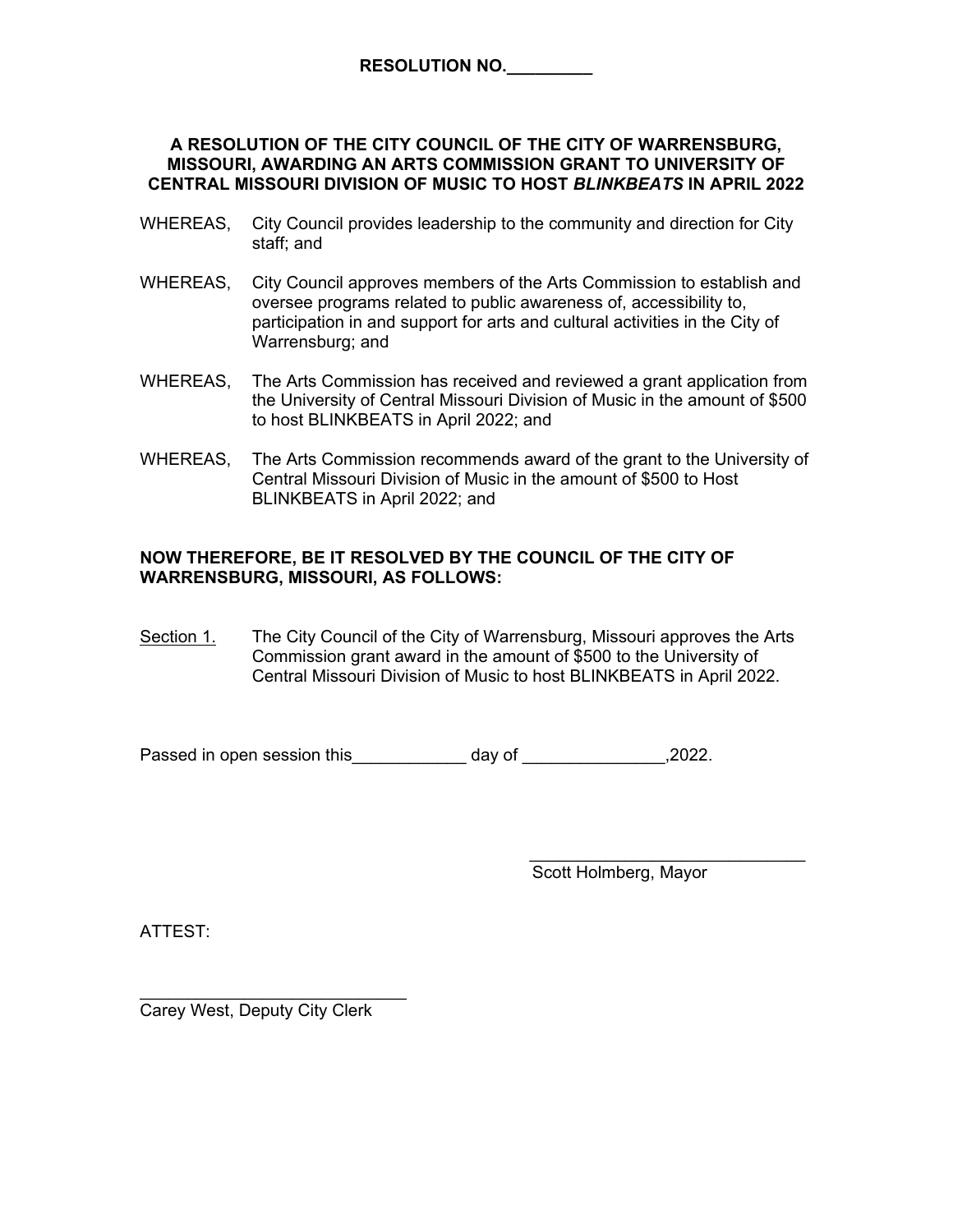**RESOLUTION NO.\_\_\_\_\_\_\_\_\_**

**A RESOLUTION OF THE CITY COUNCIL OF THE CITY OF WARRENSBURG, MISSOURI, AWARDING AN ARTS COMMISSION GRANT TO UNIVERSITY OF CENTRAL MISSOURI DIVISION OF MUSIC TO HOST *BLINKBEATS* IN APRIL 2022**

WHEREAS, City Council provides leadership to the community and direction for City staff; and

WHEREAS, City Council approves members of the Arts Commission to establish and oversee programs related to public awareness of, accessibility to, participation in and support for arts and cultural activities in the City of Warrensburg; and

WHEREAS, The Arts Commission has received and reviewed a grant application from the University of Central Missouri Division of Music in the amount of $500 to host BLINKBEATS in April 2022; and

WHEREAS, The Arts Commission recommends award of the grant to the University of Central Missouri Division of Music in the amount of $500 to Host BLINKBEATS in April 2022; and

**NOW THEREFORE, BE IT RESOLVED BY THE COUNCIL OF THE CITY OF WARRENSBURG, MISSOURI, AS FOLLOWS:**

<u>Section 1.</u> The City Council of the City of Warrensburg, Missouri approves the Arts Commission grant award in the amount of $500 to the University of Central Missouri Division of Music to host BLINKBEATS in April 2022.

Passed in open session this\_\_\_\_\_\_\_\_\_\_\_\_ day of \_\_\_\_\_\_\_\_\_\_\_\_\_\_\_,2022.

\_\_\_\_\_\_\_\_\_\_\_\_\_\_\_\_\_\_\_\_\_\_\_\_\_\_\_\_\_\_

Scott Holmberg, Mayor

ATTEST:

\_\_\_\_\_\_\_\_\_\_\_\_\_\_\_\_\_\_\_\_\_\_\_\_\_\_\_\_\_

Carey West, Deputy City Clerk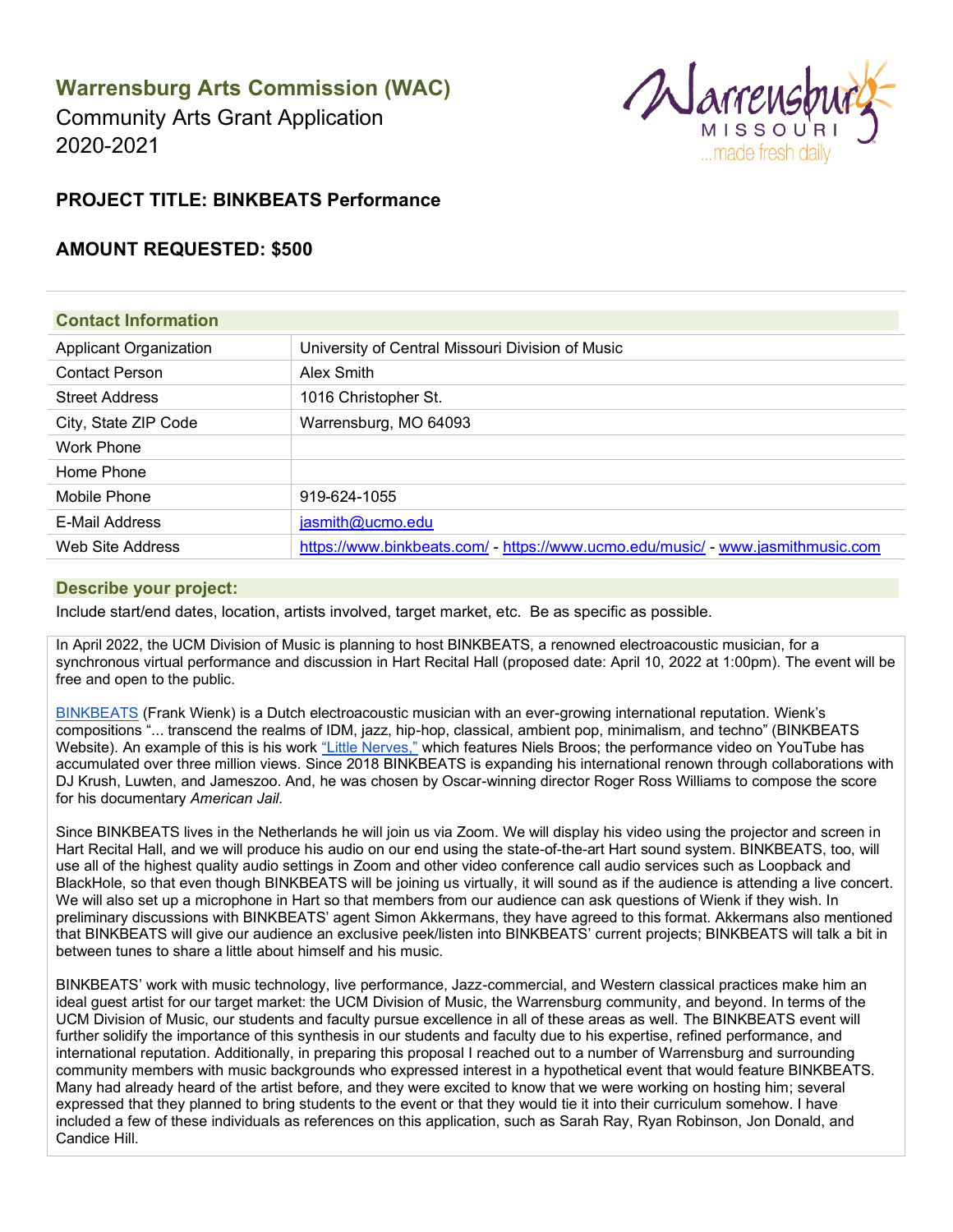## Warrensburg Arts Commission (WAC)

Community Arts Grant Application
2020-2021

### PROJECT TITLE: BINKBEATS Performance

### AMOUNT REQUESTED: $500

#### Contact Information

| | |
|---|---|
| Applicant Organization | University of Central Missouri Division of Music |
| Contact Person | Alex Smith |
| Street Address | 1016 Christopher St. |
| City, State ZIP Code | Warrensburg, MO 64093 |
| Work Phone | |
| Home Phone | |
| Mobile Phone | 919-624-1055 |
| E-Mail Address | jasmith@ucmo.edu |
| Web Site Address | https://www.binkbeats.com/ - https://www.ucmo.edu/music/ - www.jasmithmusic.com |

#### Describe your project:

Include start/end dates, location, artists involved, target market, etc. Be as specific as possible.

In April 2022, the UCM Division of Music is planning to host BINKBEATS, a renowned electroacoustic musician, for a synchronous virtual performance and discussion in Hart Recital Hall (proposed date: April 10, 2022 at 1:00pm). The event will be free and open to the public.

BINKBEATS (Frank Wienk) is a Dutch electroacoustic musician with an ever-growing international reputation. Wienk's compositions "... transcend the realms of IDM, jazz, hip-hop, classical, ambient pop, minimalism, and techno" (BINKBEATS Website). An example of this is his work "Little Nerves," which features Niels Broos; the performance video on YouTube has accumulated over three million views. Since 2018 BINKBEATS is expanding his international renown through collaborations with DJ Krush, Luwten, and Jameszoo. And, he was chosen by Oscar-winning director Roger Ross Williams to compose the score for his documentary *American Jail*.

Since BINKBEATS lives in the Netherlands he will join us via Zoom. We will display his video using the projector and screen in Hart Recital Hall, and we will produce his audio on our end using the state-of-the-art Hart sound system. BINKBEATS, too, will use all of the highest quality audio settings in Zoom and other video conference call audio services such as Loopback and BlackHole, so that even though BINKBEATS will be joining us virtually, it will sound as if the audience is attending a live concert. We will also set up a microphone in Hart so that members from our audience can ask questions of Wienk if they wish. In preliminary discussions with BINKBEATS' agent Simon Akkermans, they have agreed to this format. Akkermans also mentioned that BINKBEATS will give our audience an exclusive peek/listen into BINKBEATS' current projects; BINKBEATS will talk a bit in between tunes to share a little about himself and his music.

BINKBEATS' work with music technology, live performance, Jazz-commercial, and Western classical practices make him an ideal guest artist for our target market: the UCM Division of Music, the Warrensburg community, and beyond. In terms of the UCM Division of Music, our students and faculty pursue excellence in all of these areas as well. The BINKBEATS event will further solidify the importance of this synthesis in our students and faculty due to his expertise, refined performance, and international reputation. Additionally, in preparing this proposal I reached out to a number of Warrensburg and surrounding community members with music backgrounds who expressed interest in a hypothetical event that would feature BINKBEATS. Many had already heard of the artist before, and they were excited to know that we were working on hosting him; several expressed that they planned to bring students to the event or that they would tie it into their curriculum somehow. I have included a few of these individuals as references on this application, such as Sarah Ray, Ryan Robinson, Jon Donald, and Candice Hill.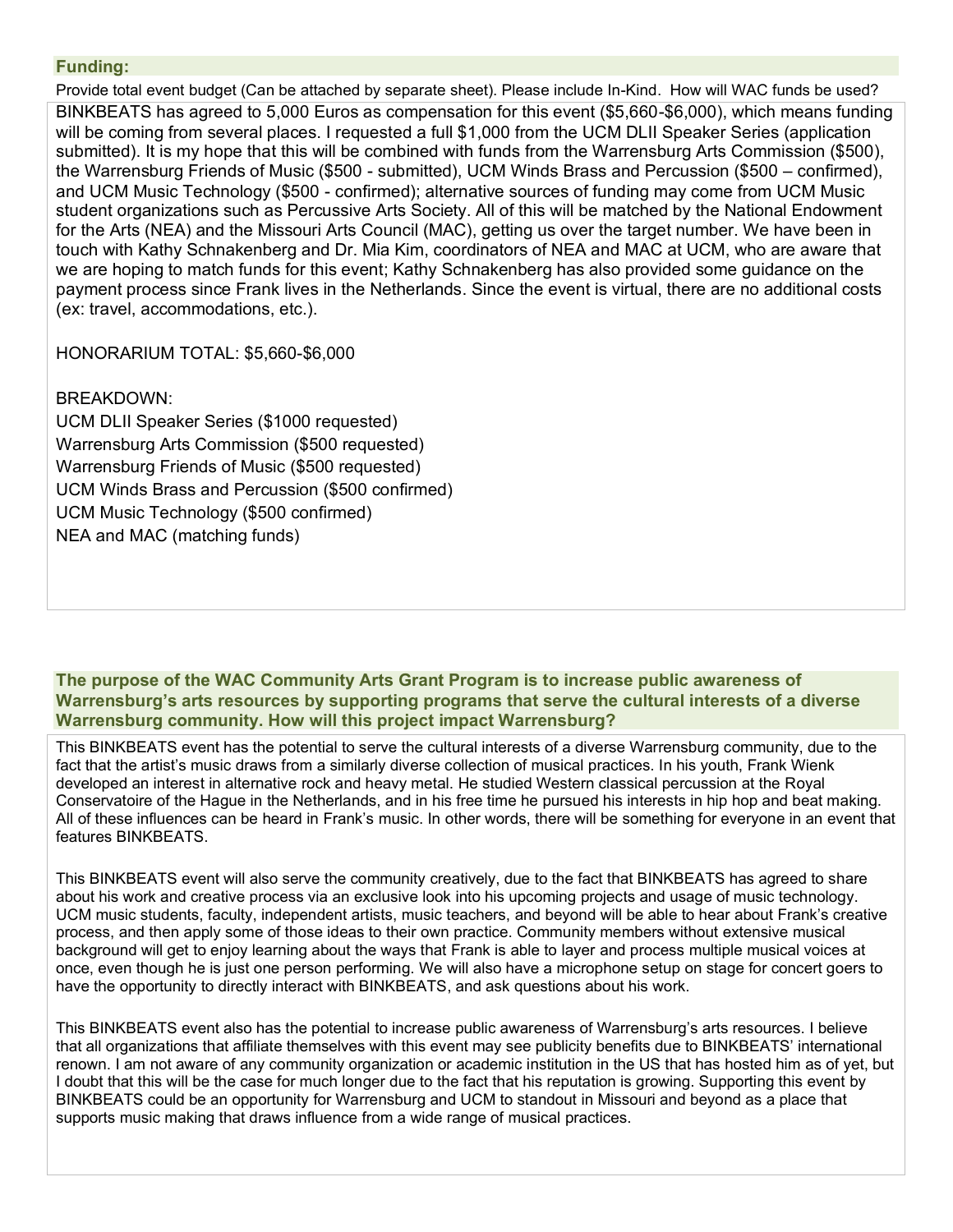## Funding:

Provide total event budget (Can be attached by separate sheet). Please include In-Kind. How will WAC funds be used?

BINKBEATS has agreed to 5,000 Euros as compensation for this event ($5,660-$6,000), which means funding will be coming from several places. I requested a full $1,000 from the UCM DLII Speaker Series (application submitted). It is my hope that this will be combined with funds from the Warrensburg Arts Commission ($500), the Warrensburg Friends of Music ($500 - submitted), UCM Winds Brass and Percussion ($500 – confirmed), and UCM Music Technology ($500 - confirmed); alternative sources of funding may come from UCM Music student organizations such as Percussive Arts Society. All of this will be matched by the National Endowment for the Arts (NEA) and the Missouri Arts Council (MAC), getting us over the target number. We have been in touch with Kathy Schnakenberg and Dr. Mia Kim, coordinators of NEA and MAC at UCM, who are aware that we are hoping to match funds for this event; Kathy Schnakenberg has also provided some guidance on the payment process since Frank lives in the Netherlands. Since the event is virtual, there are no additional costs (ex: travel, accommodations, etc.).

HONORARIUM TOTAL: $5,660-$6,000

BREAKDOWN:
UCM DLII Speaker Series ($1000 requested)
Warrensburg Arts Commission ($500 requested)
Warrensburg Friends of Music ($500 requested)
UCM Winds Brass and Percussion ($500 confirmed)
UCM Music Technology ($500 confirmed)
NEA and MAC (matching funds)

## The purpose of the WAC Community Arts Grant Program is to increase public awareness of Warrensburg's arts resources by supporting programs that serve the cultural interests of a diverse Warrensburg community. How will this project impact Warrensburg?

This BINKBEATS event has the potential to serve the cultural interests of a diverse Warrensburg community, due to the fact that the artist's music draws from a similarly diverse collection of musical practices. In his youth, Frank Wienk developed an interest in alternative rock and heavy metal. He studied Western classical percussion at the Royal Conservatoire of the Hague in the Netherlands, and in his free time he pursued his interests in hip hop and beat making. All of these influences can be heard in Frank's music. In other words, there will be something for everyone in an event that features BINKBEATS.

This BINKBEATS event will also serve the community creatively, due to the fact that BINKBEATS has agreed to share about his work and creative process via an exclusive look into his upcoming projects and usage of music technology. UCM music students, faculty, independent artists, music teachers, and beyond will be able to hear about Frank's creative process, and then apply some of those ideas to their own practice. Community members without extensive musical background will get to enjoy learning about the ways that Frank is able to layer and process multiple musical voices at once, even though he is just one person performing. We will also have a microphone setup on stage for concert goers to have the opportunity to directly interact with BINKBEATS, and ask questions about his work.

This BINKBEATS event also has the potential to increase public awareness of Warrensburg's arts resources. I believe that all organizations that affiliate themselves with this event may see publicity benefits due to BINKBEATS' international renown. I am not aware of any community organization or academic institution in the US that has hosted him as of yet, but I doubt that this will be the case for much longer due to the fact that his reputation is growing. Supporting this event by BINKBEATS could be an opportunity for Warrensburg and UCM to standout in Missouri and beyond as a place that supports music making that draws influence from a wide range of musical practices.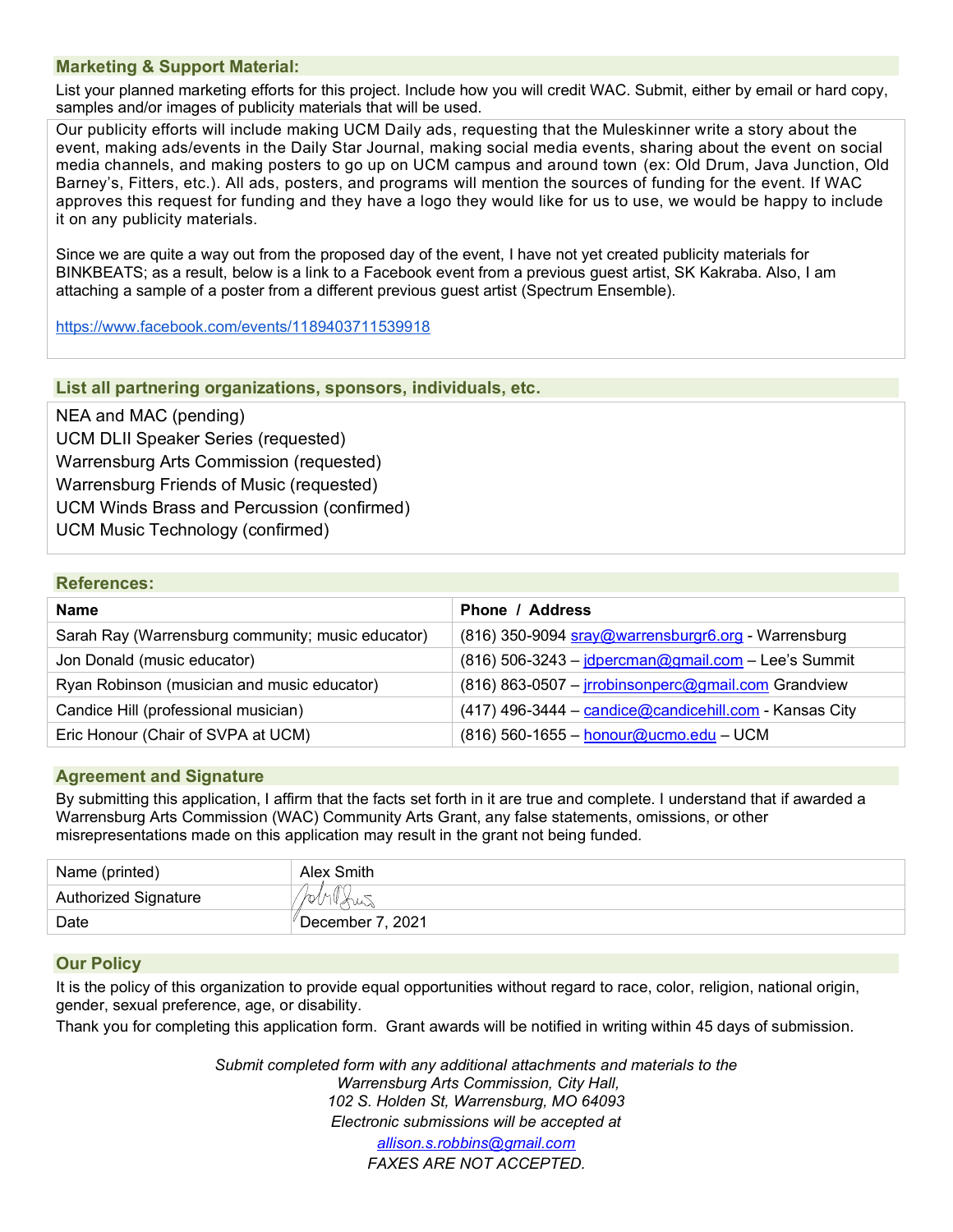## Marketing & Support Material:

List your planned marketing efforts for this project. Include how you will credit WAC. Submit, either by email or hard copy, samples and/or images of publicity materials that will be used.

Our publicity efforts will include making UCM Daily ads, requesting that the Muleskinner write a story about the event, making ads/events in the Daily Star Journal, making social media events, sharing about the event on social media channels, and making posters to go up on UCM campus and around town (ex: Old Drum, Java Junction, Old Barney's, Fitters, etc.). All ads, posters, and programs will mention the sources of funding for the event. If WAC approves this request for funding and they have a logo they would like for us to use, we would be happy to include it on any publicity materials.

Since we are quite a way out from the proposed day of the event, I have not yet created publicity materials for BINKBEATS; as a result, below is a link to a Facebook event from a previous guest artist, SK Kakraba. Also, I am attaching a sample of a poster from a different previous guest artist (Spectrum Ensemble).

https://www.facebook.com/events/1189403711539918

## List all partnering organizations, sponsors, individuals, etc.

NEA and MAC (pending)
UCM DLII Speaker Series (requested)
Warrensburg Arts Commission (requested)
Warrensburg Friends of Music (requested)
UCM Winds Brass and Percussion (confirmed)
UCM Music Technology (confirmed)

## References:

| Name | Phone / Address |
|---|---|
| Sarah Ray (Warrensburg community; music educator) | (816) 350-9094 sray@warrensburgr6.org - Warrensburg |
| Jon Donald (music educator) | (816) 506-3243 – jdpercman@gmail.com – Lee's Summit |
| Ryan Robinson (musician and music educator) | (816) 863-0507 – jrrobinsonperc@gmail.com Grandview |
| Candice Hill (professional musician) | (417) 496-3444 – candice@candicehill.com - Kansas City |
| Eric Honour (Chair of SVPA at UCM) | (816) 560-1655 – honour@ucmo.edu – UCM |

## Agreement and Signature

By submitting this application, I affirm that the facts set forth in it are true and complete. I understand that if awarded a Warrensburg Arts Commission (WAC) Community Arts Grant, any false statements, omissions, or other misrepresentations made on this application may result in the grant not being funded.

| | |
|---|---|
| Name (printed) | Alex Smith |
| Authorized Signature | [signature] |
| Date | December 7, 2021 |

## Our Policy

It is the policy of this organization to provide equal opportunities without regard to race, color, religion, national origin, gender, sexual preference, age, or disability.

Thank you for completing this application form. Grant awards will be notified in writing within 45 days of submission.

*Submit completed form with any additional attachments and materials to the Warrensburg Arts Commission, City Hall, 102 S. Holden St, Warrensburg, MO 64093*
*Electronic submissions will be accepted at*
*allison.s.robbins@gmail.com*
*FAXES ARE NOT ACCEPTED.*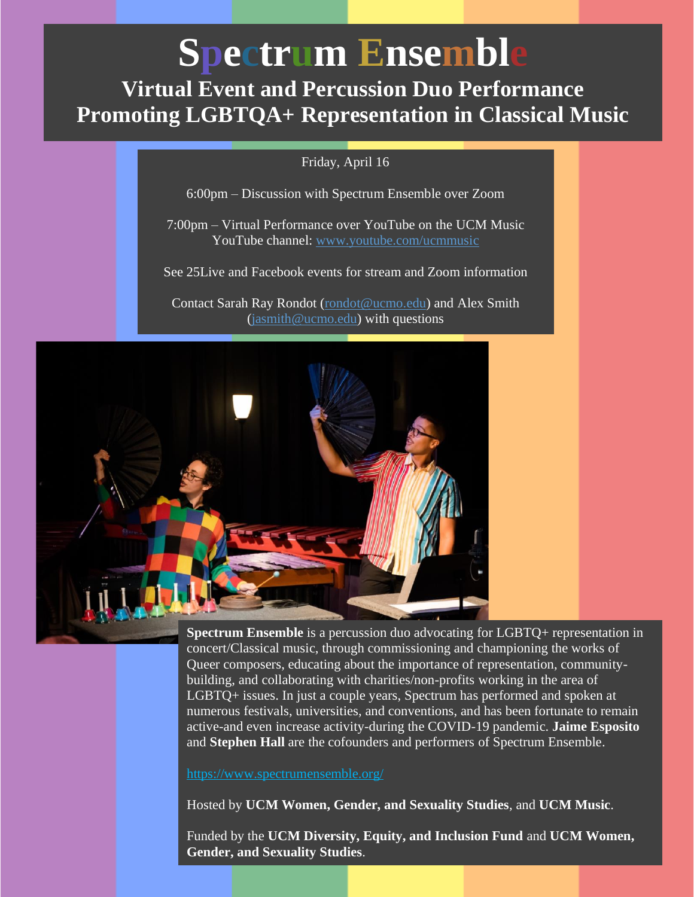# Spectrum Ensemble

## Virtual Event and Percussion Duo Performance Promoting LGBTQA+ Representation in Classical Music

Friday, April 16

6:00pm – Discussion with Spectrum Ensemble over Zoom

7:00pm – Virtual Performance over YouTube on the UCM Music YouTube channel: www.youtube.com/ucmmusic

See 25Live and Facebook events for stream and Zoom information

Contact Sarah Ray Rondot (rondot@ucmo.edu) and Alex Smith (jasmith@ucmo.edu) with questions

**Spectrum Ensemble** is a percussion duo advocating for LGBTQ+ representation in concert/Classical music, through commissioning and championing the works of Queer composers, educating about the importance of representation, community-building, and collaborating with charities/non-profits working in the area of LGBTQ+ issues. In just a couple years, Spectrum has performed and spoken at numerous festivals, universities, and conventions, and has been fortunate to remain active-and even increase activity-during the COVID-19 pandemic. **Jaime Esposito** and **Stephen Hall** are the cofounders and performers of Spectrum Ensemble.

https://www.spectrumensemble.org/

Hosted by **UCM Women, Gender, and Sexuality Studies**, and **UCM Music**.

Funded by the **UCM Diversity, Equity, and Inclusion Fund** and **UCM Women, Gender, and Sexuality Studies**.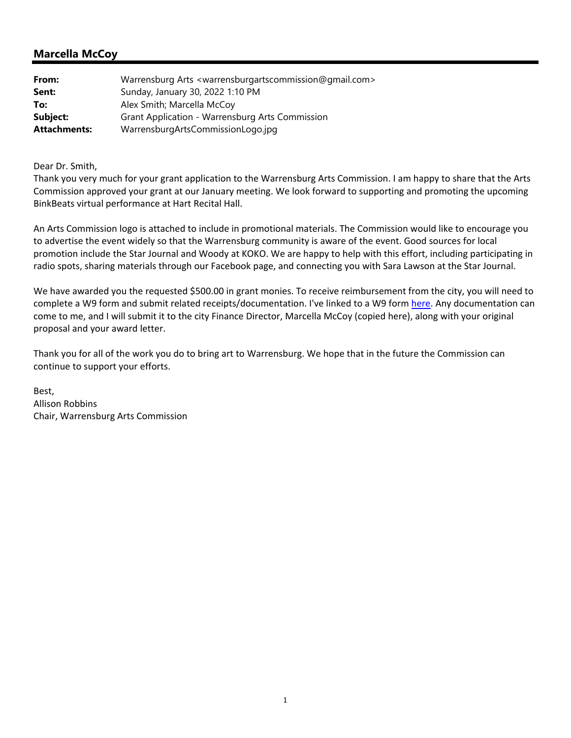## Marcella McCoy

| | |
|---|---|
| **From:** | Warrensburg Arts <warrensburgartscommission@gmail.com> |
| **Sent:** | Sunday, January 30, 2022 1:10 PM |
| **To:** | Alex Smith; Marcella McCoy |
| **Subject:** | Grant Application - Warrensburg Arts Commission |
| **Attachments:** | WarrensburgArtsCommissionLogo.jpg |

Dear Dr. Smith,
Thank you very much for your grant application to the Warrensburg Arts Commission. I am happy to share that the Arts Commission approved your grant at our January meeting. We look forward to supporting and promoting the upcoming BinkBeats virtual performance at Hart Recital Hall.

An Arts Commission logo is attached to include in promotional materials. The Commission would like to encourage you to advertise the event widely so that the Warrensburg community is aware of the event. Good sources for local promotion include the Star Journal and Woody at KOKO. We are happy to help with this effort, including participating in radio spots, sharing materials through our Facebook page, and connecting you with Sara Lawson at the Star Journal.

We have awarded you the requested $500.00 in grant monies. To receive reimbursement from the city, you will need to complete a W9 form and submit related receipts/documentation. I've linked to a W9 form here. Any documentation can come to me, and I will submit it to the city Finance Director, Marcella McCoy (copied here), along with your original proposal and your award letter.

Thank you for all of the work you do to bring art to Warrensburg. We hope that in the future the Commission can continue to support your efforts.

Best,
Allison Robbins
Chair, Warrensburg Arts Commission